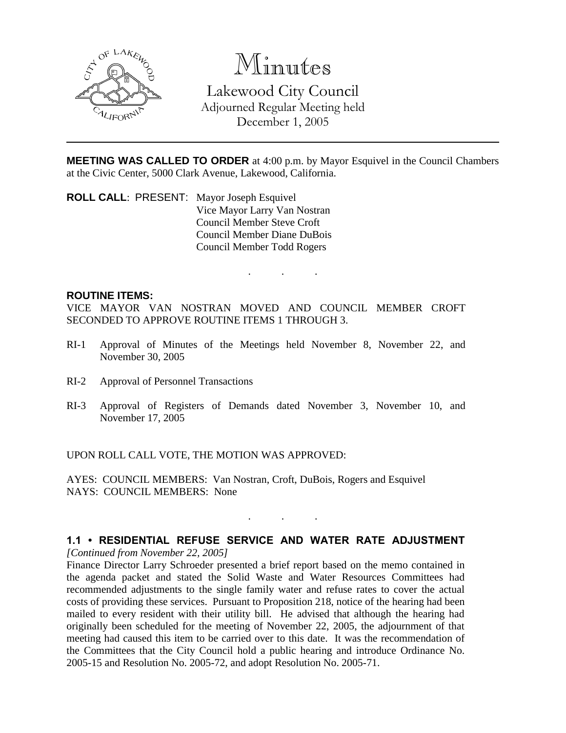# Minutes

## Lakewood City Council

Adjourned Regular Meeting held
December 1, 2005

---

**MEETING WAS CALLED TO ORDER** at 4:00 p.m. by Mayor Esquivel in the Council Chambers at the Civic Center, 5000 Clark Avenue, Lakewood, California.

**ROLL CALL**: PRESENT: Mayor Joseph Esquivel
Vice Mayor Larry Van Nostran
Council Member Steve Croft
Council Member Diane DuBois
Council Member Todd Rogers

. . .

**ROUTINE ITEMS:**

VICE MAYOR VAN NOSTRAN MOVED AND COUNCIL MEMBER CROFT SECONDED TO APPROVE ROUTINE ITEMS 1 THROUGH 3.

RI-1 Approval of Minutes of the Meetings held November 8, November 22, and November 30, 2005

RI-2 Approval of Personnel Transactions

RI-3 Approval of Registers of Demands dated November 3, November 10, and November 17, 2005

UPON ROLL CALL VOTE, THE MOTION WAS APPROVED:

AYES: COUNCIL MEMBERS: Van Nostran, Croft, DuBois, Rogers and Esquivel
NAYS: COUNCIL MEMBERS: None

. . .

**1.1 • RESIDENTIAL REFUSE SERVICE AND WATER RATE ADJUSTMENT**

*[Continued from November 22, 2005]*

Finance Director Larry Schroeder presented a brief report based on the memo contained in the agenda packet and stated the Solid Waste and Water Resources Committees had recommended adjustments to the single family water and refuse rates to cover the actual costs of providing these services. Pursuant to Proposition 218, notice of the hearing had been mailed to every resident with their utility bill. He advised that although the hearing had originally been scheduled for the meeting of November 22, 2005, the adjournment of that meeting had caused this item to be carried over to this date. It was the recommendation of the Committees that the City Council hold a public hearing and introduce Ordinance No. 2005-15 and Resolution No. 2005-72, and adopt Resolution No. 2005-71.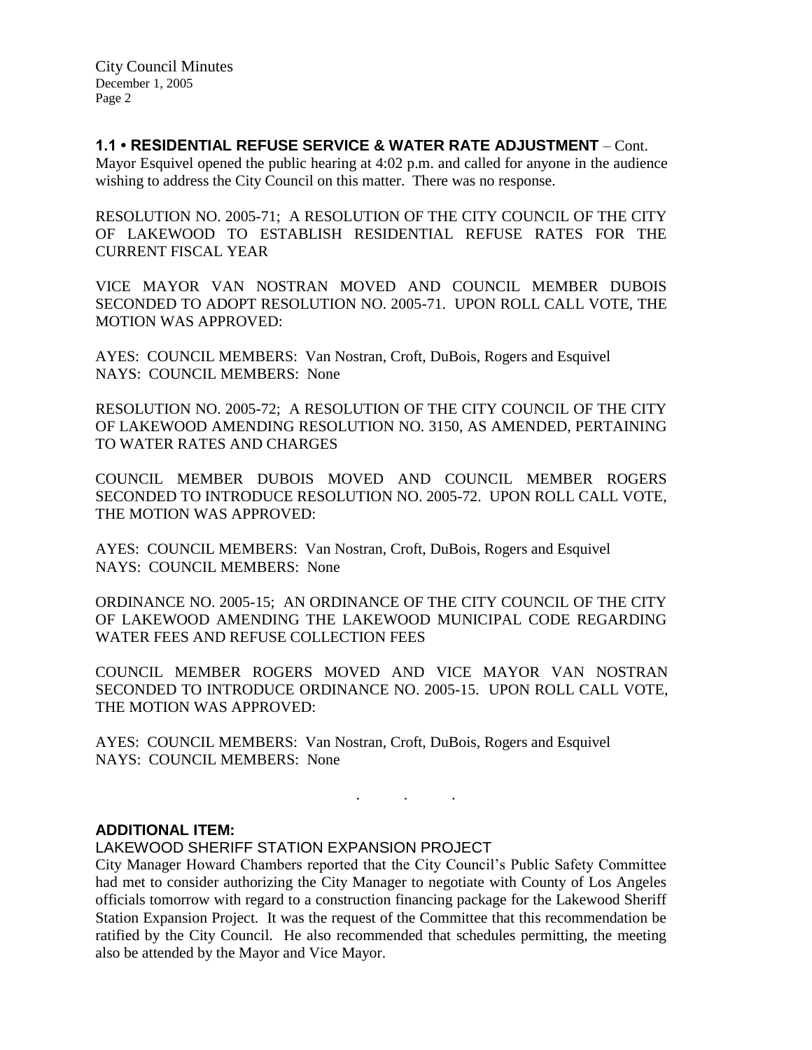**1.1 • RESIDENTIAL REFUSE SERVICE & WATER RATE ADJUSTMENT** – Cont.
Mayor Esquivel opened the public hearing at 4:02 p.m. and called for anyone in the audience wishing to address the City Council on this matter. There was no response.

RESOLUTION NO. 2005-71; A RESOLUTION OF THE CITY COUNCIL OF THE CITY OF LAKEWOOD TO ESTABLISH RESIDENTIAL REFUSE RATES FOR THE CURRENT FISCAL YEAR

VICE MAYOR VAN NOSTRAN MOVED AND COUNCIL MEMBER DUBOIS SECONDED TO ADOPT RESOLUTION NO. 2005-71. UPON ROLL CALL VOTE, THE MOTION WAS APPROVED:

AYES: COUNCIL MEMBERS: Van Nostran, Croft, DuBois, Rogers and Esquivel
NAYS: COUNCIL MEMBERS: None

RESOLUTION NO. 2005-72; A RESOLUTION OF THE CITY COUNCIL OF THE CITY OF LAKEWOOD AMENDING RESOLUTION NO. 3150, AS AMENDED, PERTAINING TO WATER RATES AND CHARGES

COUNCIL MEMBER DUBOIS MOVED AND COUNCIL MEMBER ROGERS SECONDED TO INTRODUCE RESOLUTION NO. 2005-72. UPON ROLL CALL VOTE, THE MOTION WAS APPROVED:

AYES: COUNCIL MEMBERS: Van Nostran, Croft, DuBois, Rogers and Esquivel
NAYS: COUNCIL MEMBERS: None

ORDINANCE NO. 2005-15; AN ORDINANCE OF THE CITY COUNCIL OF THE CITY OF LAKEWOOD AMENDING THE LAKEWOOD MUNICIPAL CODE REGARDING WATER FEES AND REFUSE COLLECTION FEES

COUNCIL MEMBER ROGERS MOVED AND VICE MAYOR VAN NOSTRAN SECONDED TO INTRODUCE ORDINANCE NO. 2005-15. UPON ROLL CALL VOTE, THE MOTION WAS APPROVED:

AYES: COUNCIL MEMBERS: Van Nostran, Croft, DuBois, Rogers and Esquivel
NAYS: COUNCIL MEMBERS: None

. . .

**ADDITIONAL ITEM:**

LAKEWOOD SHERIFF STATION EXPANSION PROJECT

City Manager Howard Chambers reported that the City Council's Public Safety Committee had met to consider authorizing the City Manager to negotiate with County of Los Angeles officials tomorrow with regard to a construction financing package for the Lakewood Sheriff Station Expansion Project. It was the request of the Committee that this recommendation be ratified by the City Council. He also recommended that schedules permitting, the meeting also be attended by the Mayor and Vice Mayor.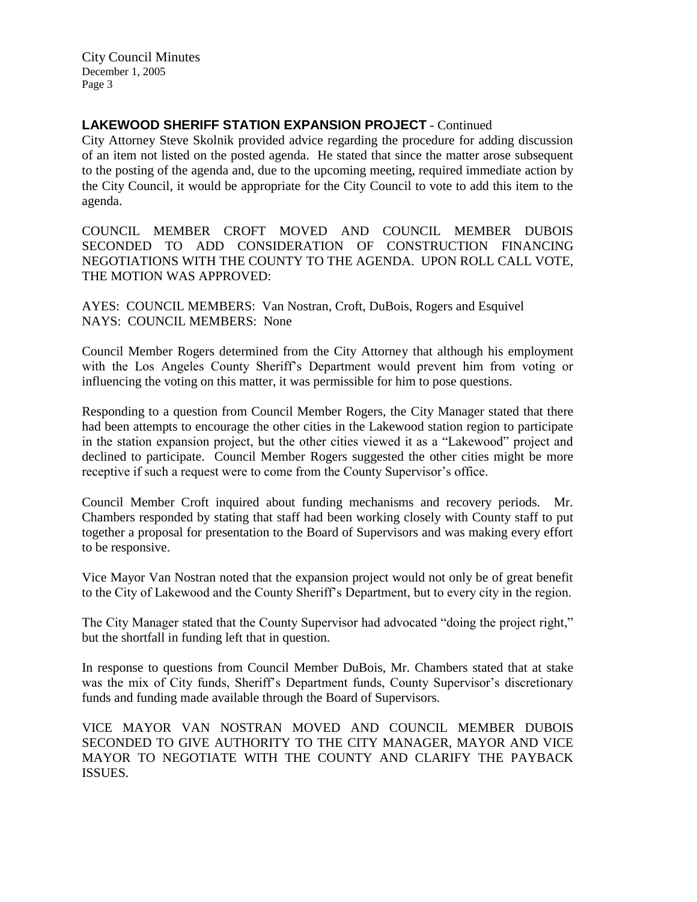## LAKEWOOD SHERIFF STATION EXPANSION PROJECT - Continued

City Attorney Steve Skolnik provided advice regarding the procedure for adding discussion of an item not listed on the posted agenda. He stated that since the matter arose subsequent to the posting of the agenda and, due to the upcoming meeting, required immediate action by the City Council, it would be appropriate for the City Council to vote to add this item to the agenda.

COUNCIL MEMBER CROFT MOVED AND COUNCIL MEMBER DUBOIS SECONDED TO ADD CONSIDERATION OF CONSTRUCTION FINANCING NEGOTIATIONS WITH THE COUNTY TO THE AGENDA. UPON ROLL CALL VOTE, THE MOTION WAS APPROVED:

AYES: COUNCIL MEMBERS: Van Nostran, Croft, DuBois, Rogers and Esquivel
NAYS: COUNCIL MEMBERS: None

Council Member Rogers determined from the City Attorney that although his employment with the Los Angeles County Sheriff's Department would prevent him from voting or influencing the voting on this matter, it was permissible for him to pose questions.

Responding to a question from Council Member Rogers, the City Manager stated that there had been attempts to encourage the other cities in the Lakewood station region to participate in the station expansion project, but the other cities viewed it as a "Lakewood" project and declined to participate. Council Member Rogers suggested the other cities might be more receptive if such a request were to come from the County Supervisor's office.

Council Member Croft inquired about funding mechanisms and recovery periods. Mr. Chambers responded by stating that staff had been working closely with County staff to put together a proposal for presentation to the Board of Supervisors and was making every effort to be responsive.

Vice Mayor Van Nostran noted that the expansion project would not only be of great benefit to the City of Lakewood and the County Sheriff's Department, but to every city in the region.

The City Manager stated that the County Supervisor had advocated "doing the project right," but the shortfall in funding left that in question.

In response to questions from Council Member DuBois, Mr. Chambers stated that at stake was the mix of City funds, Sheriff's Department funds, County Supervisor's discretionary funds and funding made available through the Board of Supervisors.

VICE MAYOR VAN NOSTRAN MOVED AND COUNCIL MEMBER DUBOIS SECONDED TO GIVE AUTHORITY TO THE CITY MANAGER, MAYOR AND VICE MAYOR TO NEGOTIATE WITH THE COUNTY AND CLARIFY THE PAYBACK ISSUES.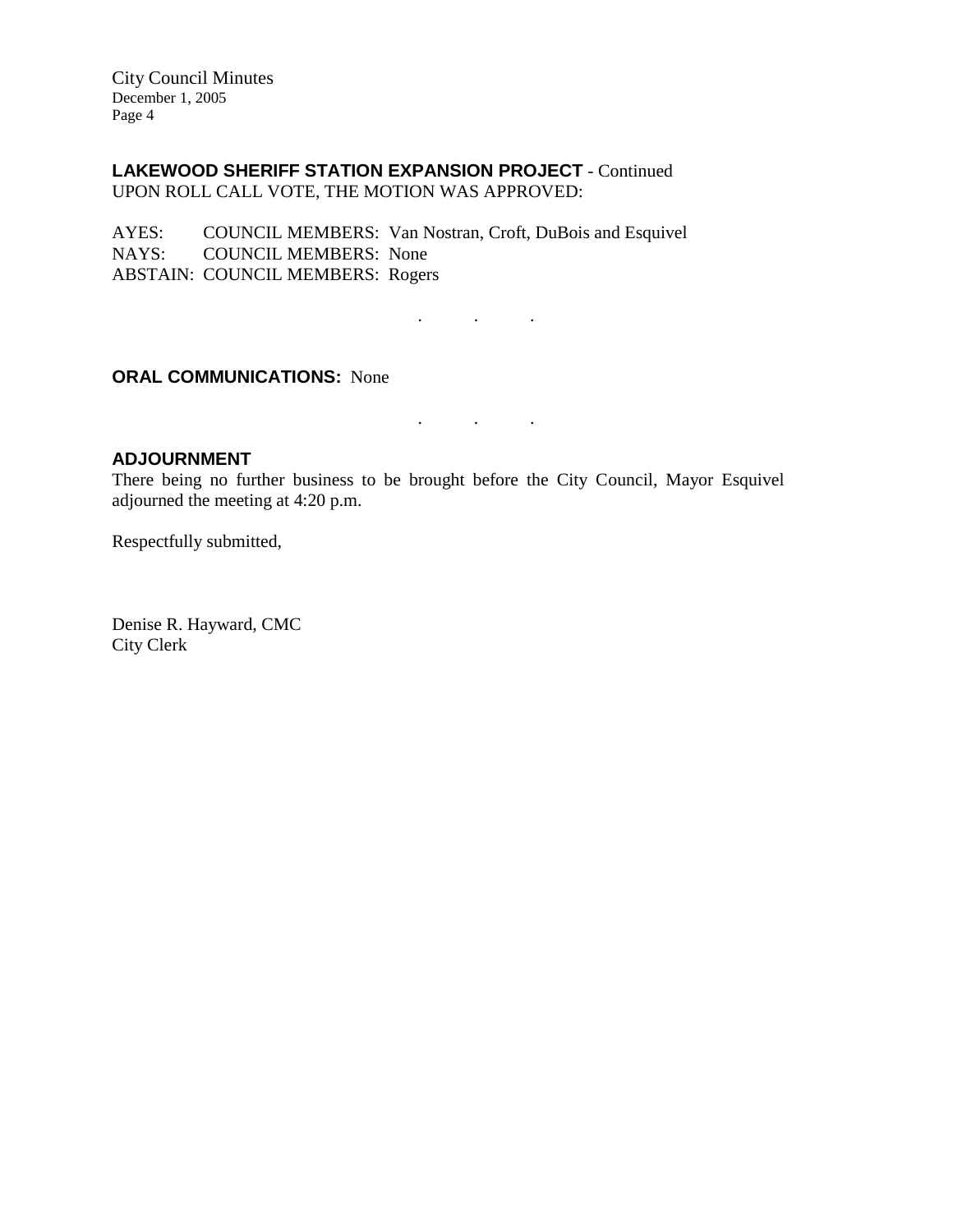**LAKEWOOD SHERIFF STATION EXPANSION PROJECT** - Continued

UPON ROLL CALL VOTE, THE MOTION WAS APPROVED:

AYES: COUNCIL MEMBERS: Van Nostran, Croft, DuBois and Esquivel
NAYS: COUNCIL MEMBERS: None
ABSTAIN: COUNCIL MEMBERS: Rogers

. . .

**ORAL COMMUNICATIONS:** None

. . .

**ADJOURNMENT**

There being no further business to be brought before the City Council, Mayor Esquivel adjourned the meeting at 4:20 p.m.

Respectfully submitted,

Denise R. Hayward, CMC
City Clerk